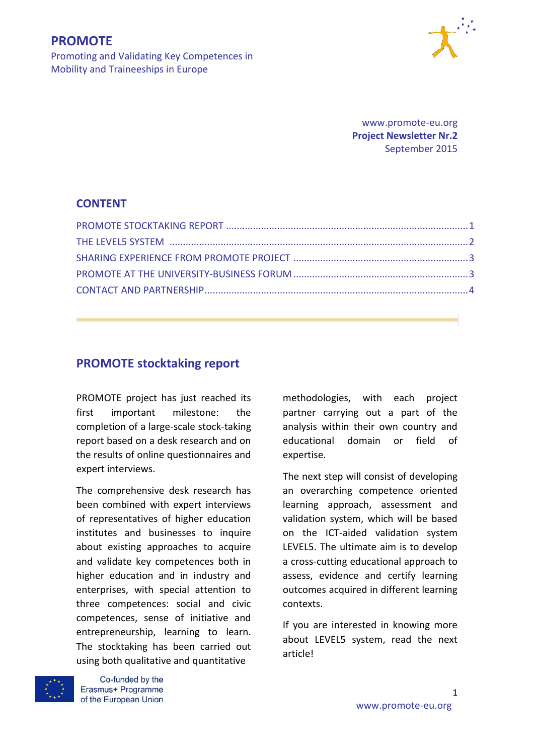# PROMOTE

Promoting and Validating Key Competences in Mobility and Traineeships in Europe

www.promote-eu.org
**Project Newsletter Nr.2**
September 2015

## CONTENT

PROMOTE STOCKTAKING REPORT ....... 1
THE LEVEL5 SYSTEM ....... 2
SHARING EXPERIENCE FROM PROMOTE PROJECT ....... 3
PROMOTE AT THE UNIVERSITY-BUSINESS FORUM ....... 3
CONTACT AND PARTNERSHIP ....... 4

## PROMOTE stocktaking report

PROMOTE project has just reached its first important milestone: the completion of a large-scale stock-taking report based on a desk research and on the results of online questionnaires and expert interviews.

The comprehensive desk research has been combined with expert interviews of representatives of higher education institutes and businesses to inquire about existing approaches to acquire and validate key competences both in higher education and in industry and enterprises, with special attention to three competences: social and civic competences, sense of initiative and entrepreneurship, learning to learn. The stocktaking has been carried out using both qualitative and quantitative methodologies, with each project partner carrying out a part of the analysis within their own country and educational domain or field of expertise.

The next step will consist of developing an overarching competence oriented learning approach, assessment and validation system, which will be based on the ICT-aided validation system LEVEL5. The ultimate aim is to develop a cross-cutting educational approach to assess, evidence and certify learning outcomes acquired in different learning contexts.

If you are interested in knowing more about LEVEL5 system, read the next article!

Co-funded by the Erasmus+ Programme of the European Union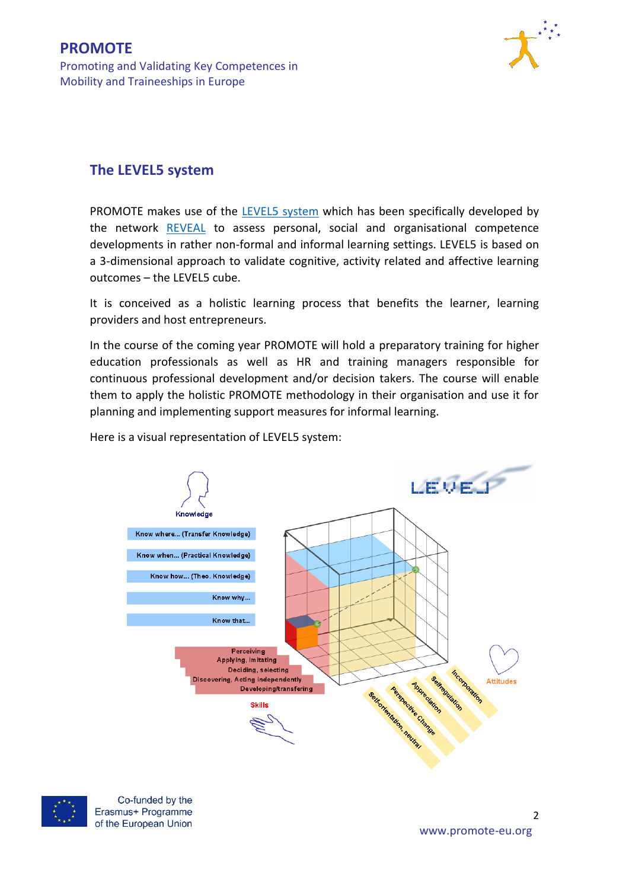## The LEVEL5 system

PROMOTE makes use of the [LEVEL5 system](#) which has been specifically developed by the network [REVEAL](#) to assess personal, social and organisational competence developments in rather non-formal and informal learning settings. LEVEL5 is based on a 3-dimensional approach to validate cognitive, activity related and affective learning outcomes – the LEVEL5 cube.

It is conceived as a holistic learning process that benefits the learner, learning providers and host entrepreneurs.

In the course of the coming year PROMOTE will hold a preparatory training for higher education professionals as well as HR and training managers responsible for continuous professional development and/or decision takers. The course will enable them to apply the holistic PROMOTE methodology in their organisation and use it for planning and implementing support measures for informal learning.

Here is a visual representation of LEVEL5 system:

Knowledge

- Know where... (Transfer Knowledge)
- Know when... (Practical Knowledge)
- Know how... (Theo. Knowledge)
- Know why...
- Know that...

Skills

- Perceiving
- Applying, imitating
- Deciding, selecting
- Discovering, Acting independently
- Developing/transfering

Attitudes

- Self-orientation, neutral
- Perspective Change
- Appreciation
- Selfregulation
- Incorporation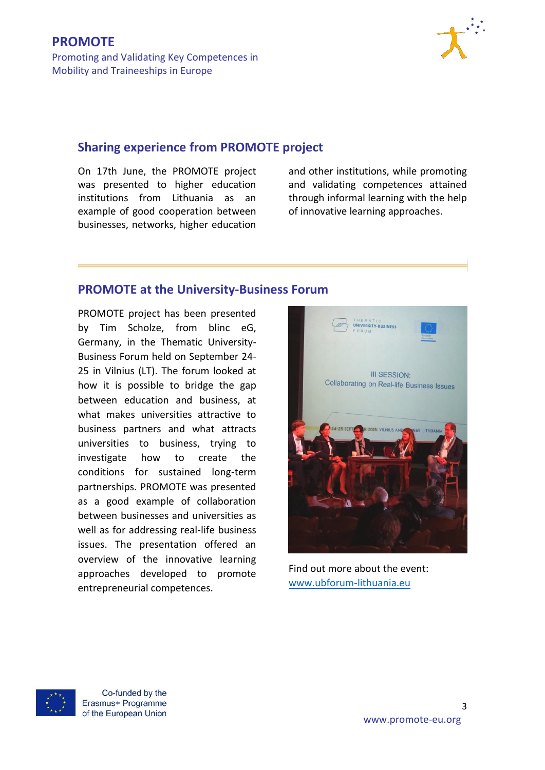## Sharing experience from PROMOTE project

On 17th June, the PROMOTE project was presented to higher education institutions from Lithuania as an example of good cooperation between businesses, networks, higher education and other institutions, while promoting and validating competences attained through informal learning with the help of innovative learning approaches.

## PROMOTE at the University-Business Forum

PROMOTE project has been presented by Tim Scholze, from blinc eG, Germany, in the Thematic University-Business Forum held on September 24-25 in Vilnius (LT). The forum looked at how it is possible to bridge the gap between education and business, at what makes universities attractive to business partners and what attracts universities to business, trying to investigate how to create the conditions for sustained long-term partnerships. PROMOTE was presented as a good example of collaboration between businesses and universities as well as for addressing real-life business issues. The presentation offered an overview of the innovative learning approaches developed to promote entrepreneurial competences.

Find out more about the event: [www.ubforum-lithuania.eu](http://www.ubforum-lithuania.eu)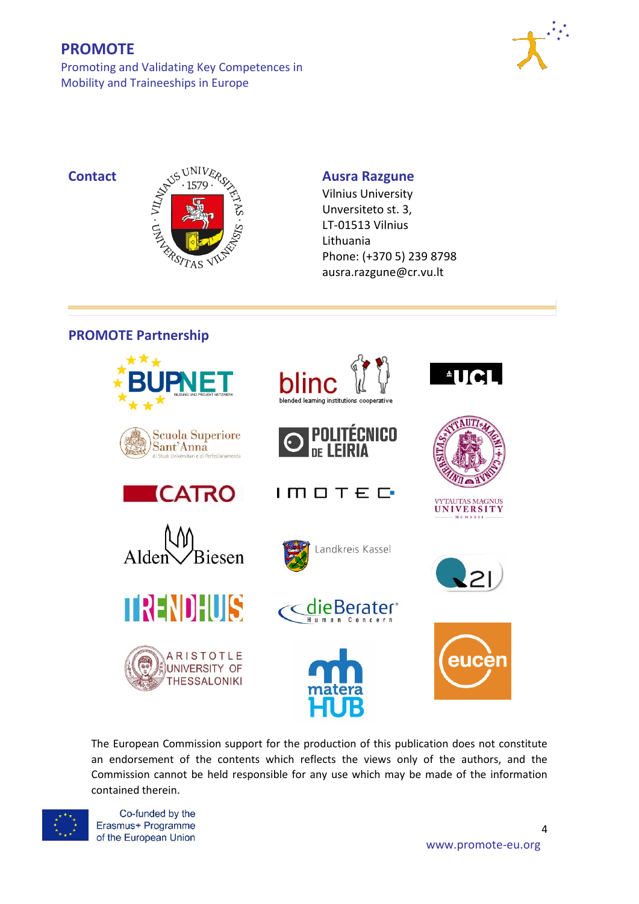**PROMOTE**

Promoting and Validating Key Competences in Mobility and Traineeships in Europe

## Contact

**Ausra Razgune**
Vilnius University
Unversiteto st. 3,
LT-01513 Vilnius
Lithuania
Phone: (+370 5) 239 8798
ausra.razgune@cr.vu.lt

## PROMOTE Partnership

The European Commission support for the production of this publication does not constitute an endorsement of the contents which reflects the views only of the authors, and the Commission cannot be held responsible for any use which may be made of the information contained therein.

Co-funded by the Erasmus+ Programme of the European Union

www.promote-eu.org